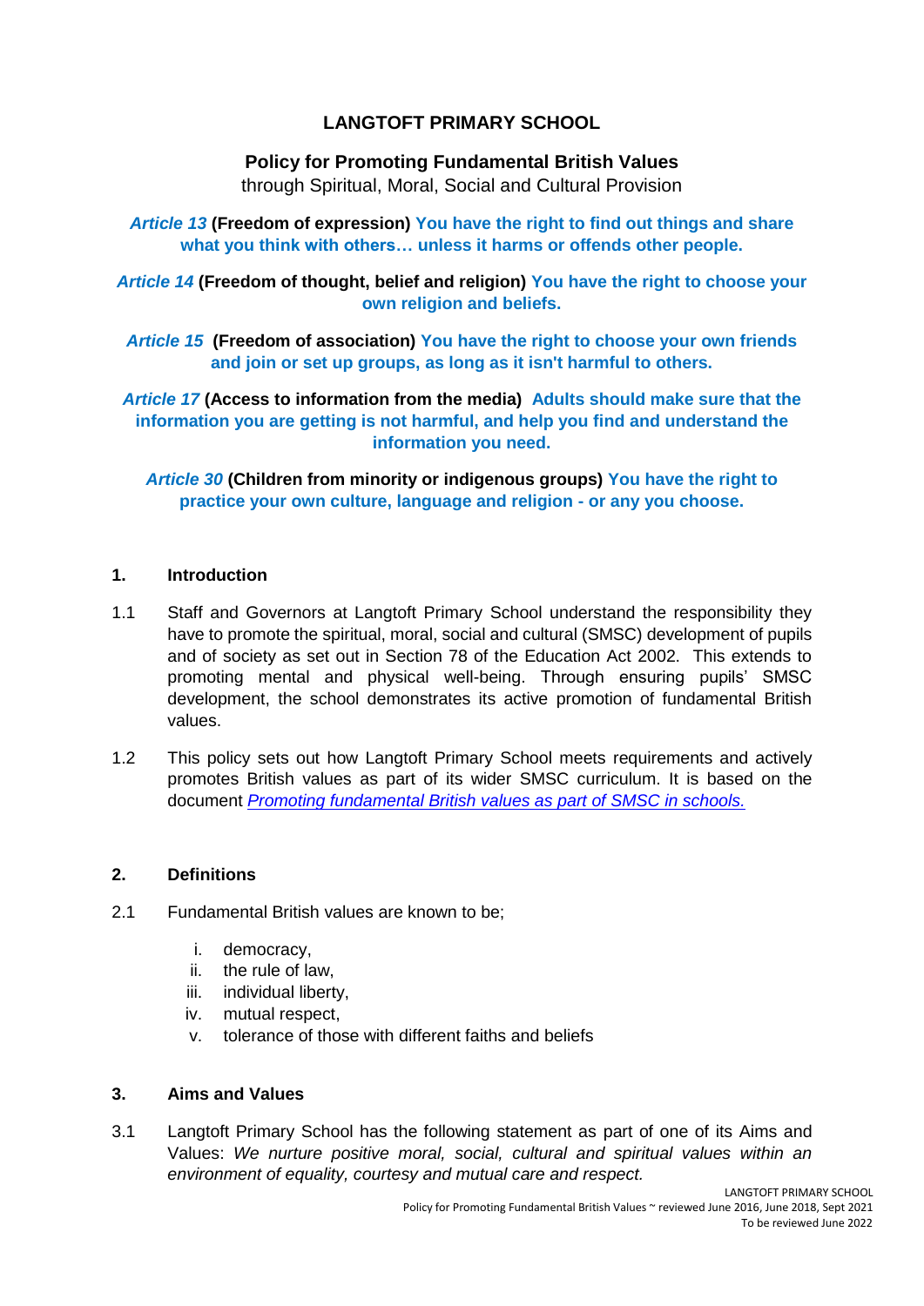# LANGTOFT PRIMARY SCHOOL

## Policy for Promoting Fundamental British Values

through Spiritual, Moral, Social and Cultural Provision

***Article 13*** **(Freedom of expression) You have the right to find out things and share what you think with others… unless it harms or offends other people.**

***Article 14*** **(Freedom of thought, belief and religion) You have the right to choose your own religion and beliefs.**

***Article 15*** **(Freedom of association) You have the right to choose your own friends and join or set up groups, as long as it isn't harmful to others.**

***Article 17*** **(Access to information from the media) Adults should make sure that the information you are getting is not harmful, and help you find and understand the information you need.**

***Article 30*** **(Children from minority or indigenous groups) You have the right to practice your own culture, language and religion - or any you choose.**

### 1. Introduction

1.1 Staff and Governors at Langtoft Primary School understand the responsibility they have to promote the spiritual, moral, social and cultural (SMSC) development of pupils and of society as set out in Section 78 of the Education Act 2002. This extends to promoting mental and physical well-being. Through ensuring pupils' SMSC development, the school demonstrates its active promotion of fundamental British values.

1.2 This policy sets out how Langtoft Primary School meets requirements and actively promotes British values as part of its wider SMSC curriculum. It is based on the document *Promoting fundamental British values as part of SMSC in schools.*

### 2. Definitions

2.1 Fundamental British values are known to be;

i. democracy,
ii. the rule of law,
iii. individual liberty,
iv. mutual respect,
v. tolerance of those with different faiths and beliefs

### 3. Aims and Values

3.1 Langtoft Primary School has the following statement as part of one of its Aims and Values: *We nurture positive moral, social, cultural and spiritual values within an environment of equality, courtesy and mutual care and respect.*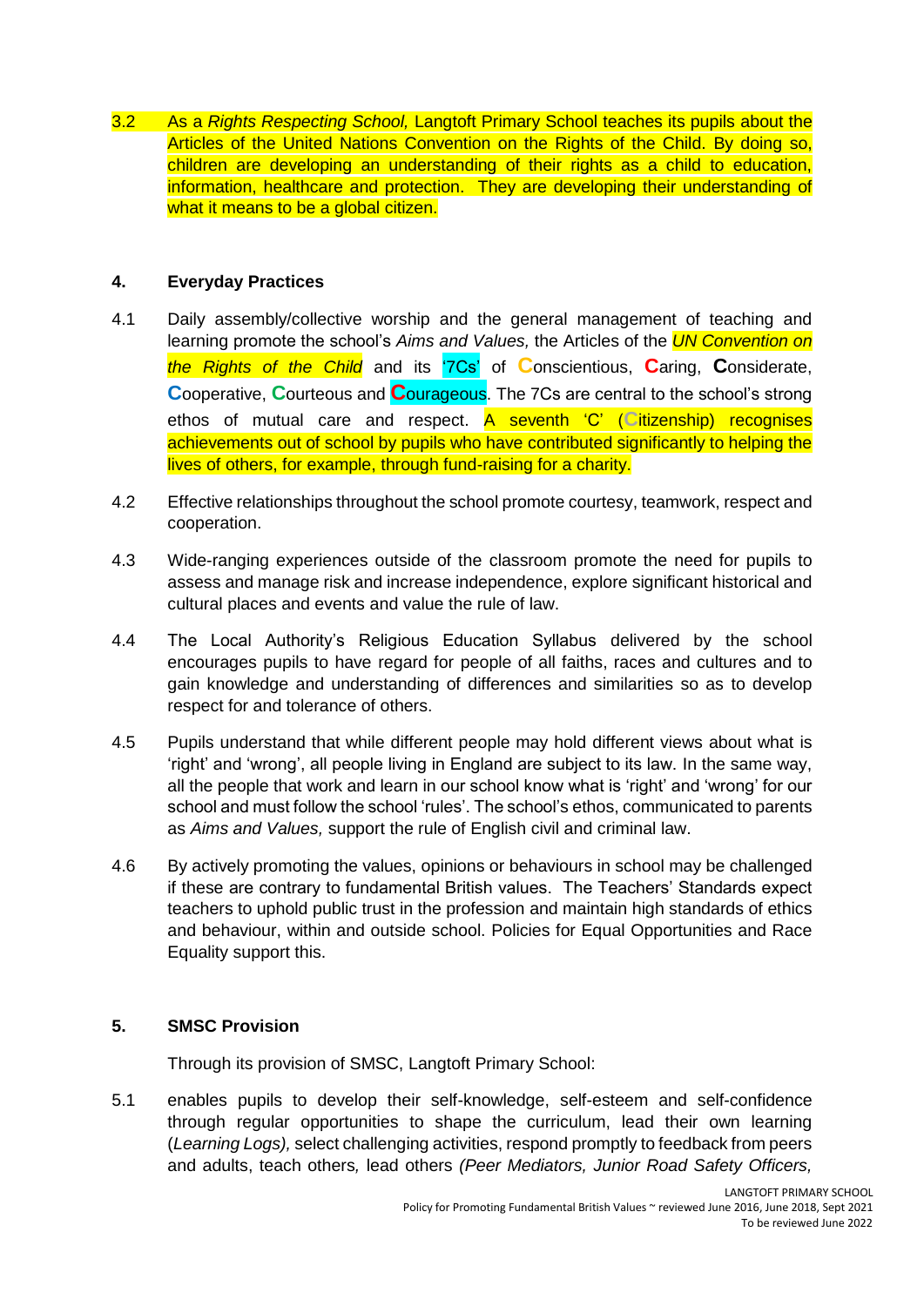3.2 As a *Rights Respecting School,* Langtoft Primary School teaches its pupils about the Articles of the United Nations Convention on the Rights of the Child. By doing so, children are developing an understanding of their rights as a child to education, information, healthcare and protection. They are developing their understanding of what it means to be a global citizen.

## 4. Everyday Practices

4.1 Daily assembly/collective worship and the general management of teaching and learning promote the school's *Aims and Values,* the Articles of the *UN Convention on the Rights of the Child* and its '7Cs' of **C**onscientious, **C**aring, **C**onsiderate, **C**ooperative, **C**ourteous and **C**ourageous. The 7Cs are central to the school's strong ethos of mutual care and respect. A seventh 'C' (**C**itizenship) recognises achievements out of school by pupils who have contributed significantly to helping the lives of others, for example, through fund-raising for a charity.

4.2 Effective relationships throughout the school promote courtesy, teamwork, respect and cooperation.

4.3 Wide-ranging experiences outside of the classroom promote the need for pupils to assess and manage risk and increase independence, explore significant historical and cultural places and events and value the rule of law.

4.4 The Local Authority's Religious Education Syllabus delivered by the school encourages pupils to have regard for people of all faiths, races and cultures and to gain knowledge and understanding of differences and similarities so as to develop respect for and tolerance of others.

4.5 Pupils understand that while different people may hold different views about what is 'right' and 'wrong', all people living in England are subject to its law. In the same way, all the people that work and learn in our school know what is 'right' and 'wrong' for our school and must follow the school 'rules'. The school's ethos, communicated to parents as *Aims and Values,* support the rule of English civil and criminal law.

4.6 By actively promoting the values, opinions or behaviours in school may be challenged if these are contrary to fundamental British values. The Teachers' Standards expect teachers to uphold public trust in the profession and maintain high standards of ethics and behaviour, within and outside school. Policies for Equal Opportunities and Race Equality support this.

## 5. SMSC Provision

Through its provision of SMSC, Langtoft Primary School:

5.1 enables pupils to develop their self-knowledge, self-esteem and self-confidence through regular opportunities to shape the curriculum, lead their own learning (*Learning Logs),* select challenging activities, respond promptly to feedback from peers and adults, teach others*,* lead others *(Peer Mediators, Junior Road Safety Officers,*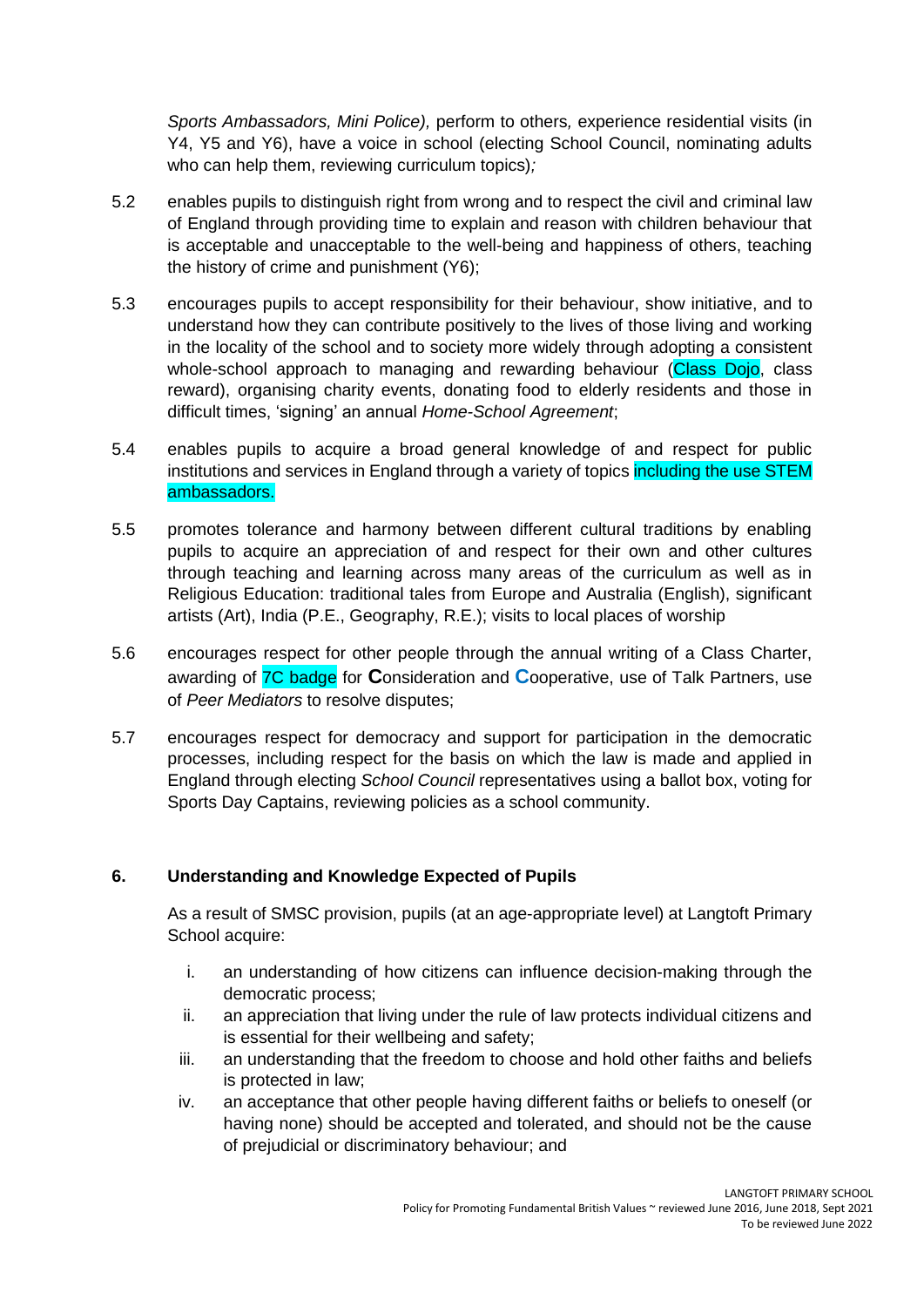*Sports Ambassadors, Mini Police),* perform to others*,* experience residential visits (in Y4, Y5 and Y6), have a voice in school (electing School Council, nominating adults who can help them, reviewing curriculum topics)*;*

5.2 enables pupils to distinguish right from wrong and to respect the civil and criminal law of England through providing time to explain and reason with children behaviour that is acceptable and unacceptable to the well-being and happiness of others, teaching the history of crime and punishment (Y6);

5.3 encourages pupils to accept responsibility for their behaviour, show initiative, and to understand how they can contribute positively to the lives of those living and working in the locality of the school and to society more widely through adopting a consistent whole-school approach to managing and rewarding behaviour (Class Dojo, class reward), organising charity events, donating food to elderly residents and those in difficult times, 'signing' an annual *Home-School Agreement*;

5.4 enables pupils to acquire a broad general knowledge of and respect for public institutions and services in England through a variety of topics including the use STEM ambassadors.

5.5 promotes tolerance and harmony between different cultural traditions by enabling pupils to acquire an appreciation of and respect for their own and other cultures through teaching and learning across many areas of the curriculum as well as in Religious Education: traditional tales from Europe and Australia (English), significant artists (Art), India (P.E., Geography, R.E.); visits to local places of worship

5.6 encourages respect for other people through the annual writing of a Class Charter, awarding of 7C badge for **C**onsideration and **C**ooperative, use of Talk Partners, use of *Peer Mediators* to resolve disputes;

5.7 encourages respect for democracy and support for participation in the democratic processes, including respect for the basis on which the law is made and applied in England through electing *School Council* representatives using a ballot box, voting for Sports Day Captains, reviewing policies as a school community.

## 6. Understanding and Knowledge Expected of Pupils

As a result of SMSC provision, pupils (at an age-appropriate level) at Langtoft Primary School acquire:

i. an understanding of how citizens can influence decision-making through the democratic process;
ii. an appreciation that living under the rule of law protects individual citizens and is essential for their wellbeing and safety;
iii. an understanding that the freedom to choose and hold other faiths and beliefs is protected in law;
iv. an acceptance that other people having different faiths or beliefs to oneself (or having none) should be accepted and tolerated, and should not be the cause of prejudicial or discriminatory behaviour; and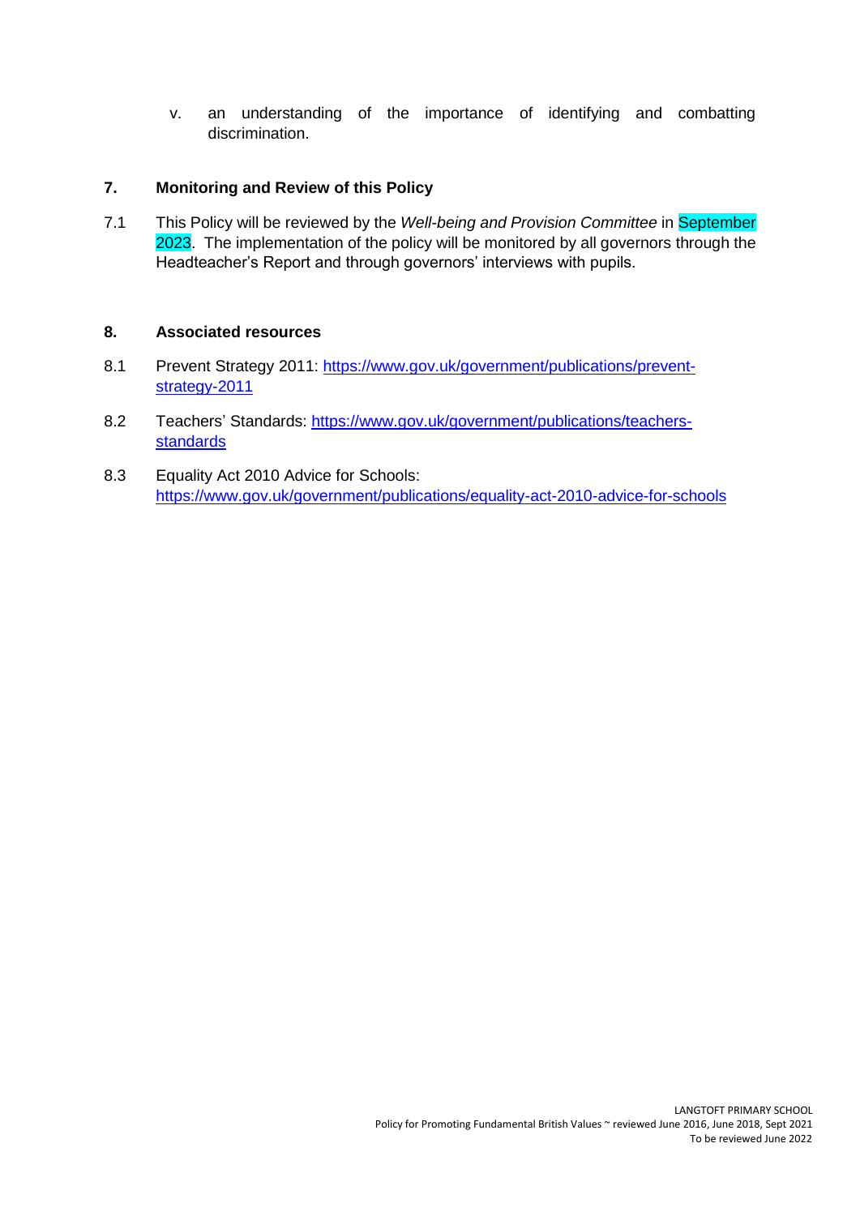v. an understanding of the importance of identifying and combatting discrimination.

## 7. Monitoring and Review of this Policy

7.1 This Policy will be reviewed by the *Well-being and Provision Committee* in September 2023. The implementation of the policy will be monitored by all governors through the Headteacher's Report and through governors' interviews with pupils.

## 8. Associated resources

8.1 Prevent Strategy 2011: https://www.gov.uk/government/publications/prevent-strategy-2011

8.2 Teachers' Standards: https://www.gov.uk/government/publications/teachers-standards

8.3 Equality Act 2010 Advice for Schools: https://www.gov.uk/government/publications/equality-act-2010-advice-for-schools